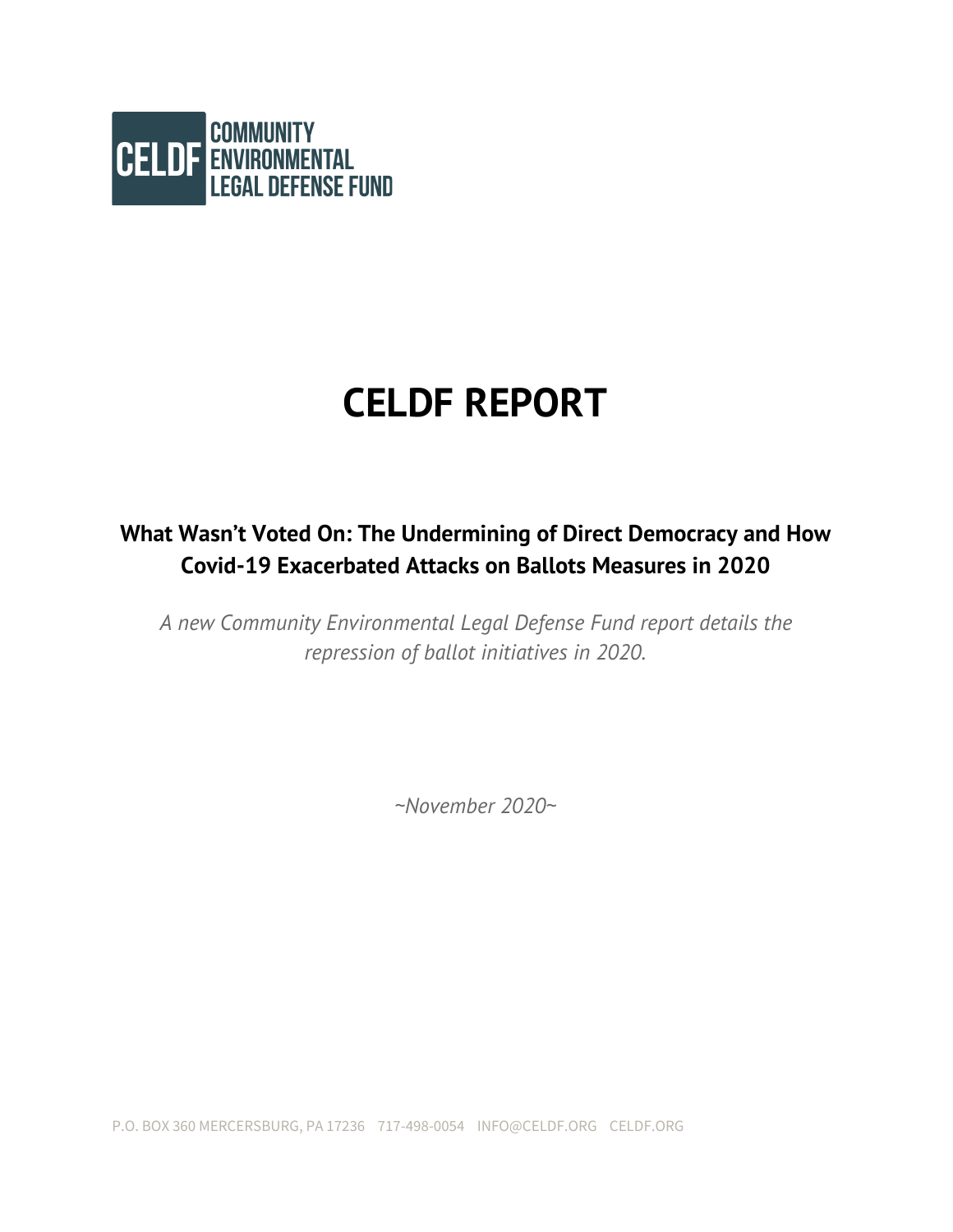CELDF COMMUNITY ENVIRONMENTAL LEGAL DEFENSE FUND

# CELDF REPORT

## What Wasn't Voted On: The Undermining of Direct Democracy and How Covid-19 Exacerbated Attacks on Ballots Measures in 2020

*A new Community Environmental Legal Defense Fund report details the repression of ballot initiatives in 2020.*

*~November 2020~*

P.O. BOX 360 MERCERSBURG, PA 17236 717-498-0054 INFO@CELDF.ORG CELDF.ORG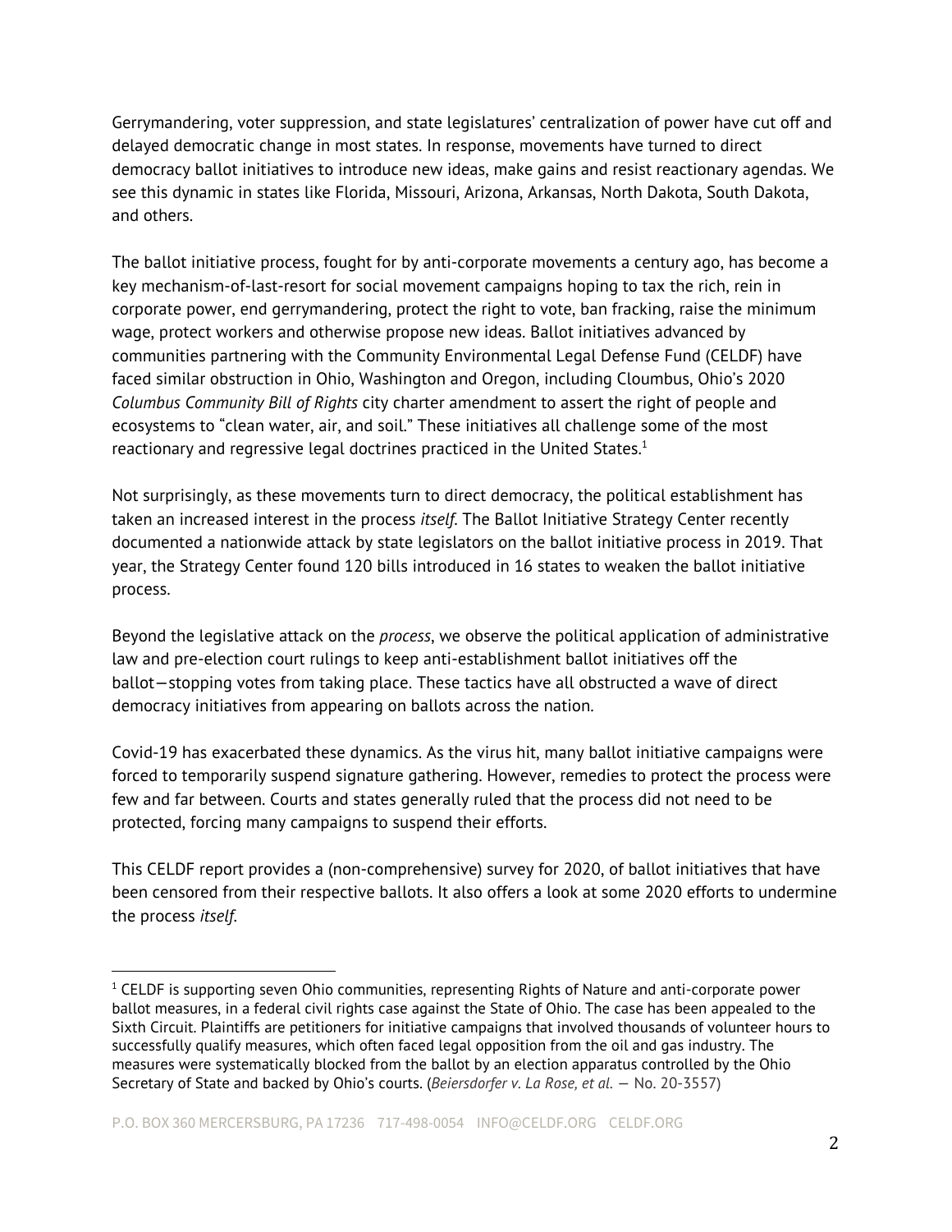Gerrymandering, voter suppression, and state legislatures' centralization of power have cut off and delayed democratic change in most states. In response, movements have turned to direct democracy ballot initiatives to introduce new ideas, make gains and resist reactionary agendas. We see this dynamic in states like Florida, Missouri, Arizona, Arkansas, North Dakota, South Dakota, and others.

The ballot initiative process, fought for by anti-corporate movements a century ago, has become a key mechanism-of-last-resort for social movement campaigns hoping to tax the rich, rein in corporate power, end gerrymandering, protect the right to vote, ban fracking, raise the minimum wage, protect workers and otherwise propose new ideas. Ballot initiatives advanced by communities partnering with the Community Environmental Legal Defense Fund (CELDF) have faced similar obstruction in Ohio, Washington and Oregon, including Cloumbus, Ohio's 2020 *Columbus Community Bill of Rights* city charter amendment to assert the right of people and ecosystems to "clean water, air, and soil." These initiatives all challenge some of the most reactionary and regressive legal doctrines practiced in the United States.[1]

Not surprisingly, as these movements turn to direct democracy, the political establishment has taken an increased interest in the process *itself*. The Ballot Initiative Strategy Center recently documented a nationwide attack by state legislators on the ballot initiative process in 2019. That year, the Strategy Center found 120 bills introduced in 16 states to weaken the ballot initiative process.

Beyond the legislative attack on the *process*, we observe the political application of administrative law and pre-election court rulings to keep anti-establishment ballot initiatives off the ballot—stopping votes from taking place. These tactics have all obstructed a wave of direct democracy initiatives from appearing on ballots across the nation.

Covid-19 has exacerbated these dynamics. As the virus hit, many ballot initiative campaigns were forced to temporarily suspend signature gathering. However, remedies to protect the process were few and far between. Courts and states generally ruled that the process did not need to be protected, forcing many campaigns to suspend their efforts.

This CELDF report provides a (non-comprehensive) survey for 2020, of ballot initiatives that have been censored from their respective ballots. It also offers a look at some 2020 efforts to undermine the process *itself*.

---

[1] CELDF is supporting seven Ohio communities, representing Rights of Nature and anti-corporate power ballot measures, in a federal civil rights case against the State of Ohio. The case has been appealed to the Sixth Circuit. Plaintiffs are petitioners for initiative campaigns that involved thousands of volunteer hours to successfully qualify measures, which often faced legal opposition from the oil and gas industry. The measures were systematically blocked from the ballot by an election apparatus controlled by the Ohio Secretary of State and backed by Ohio's courts. (*Beiersdorfer v. La Rose, et al.* — No. 20-3557)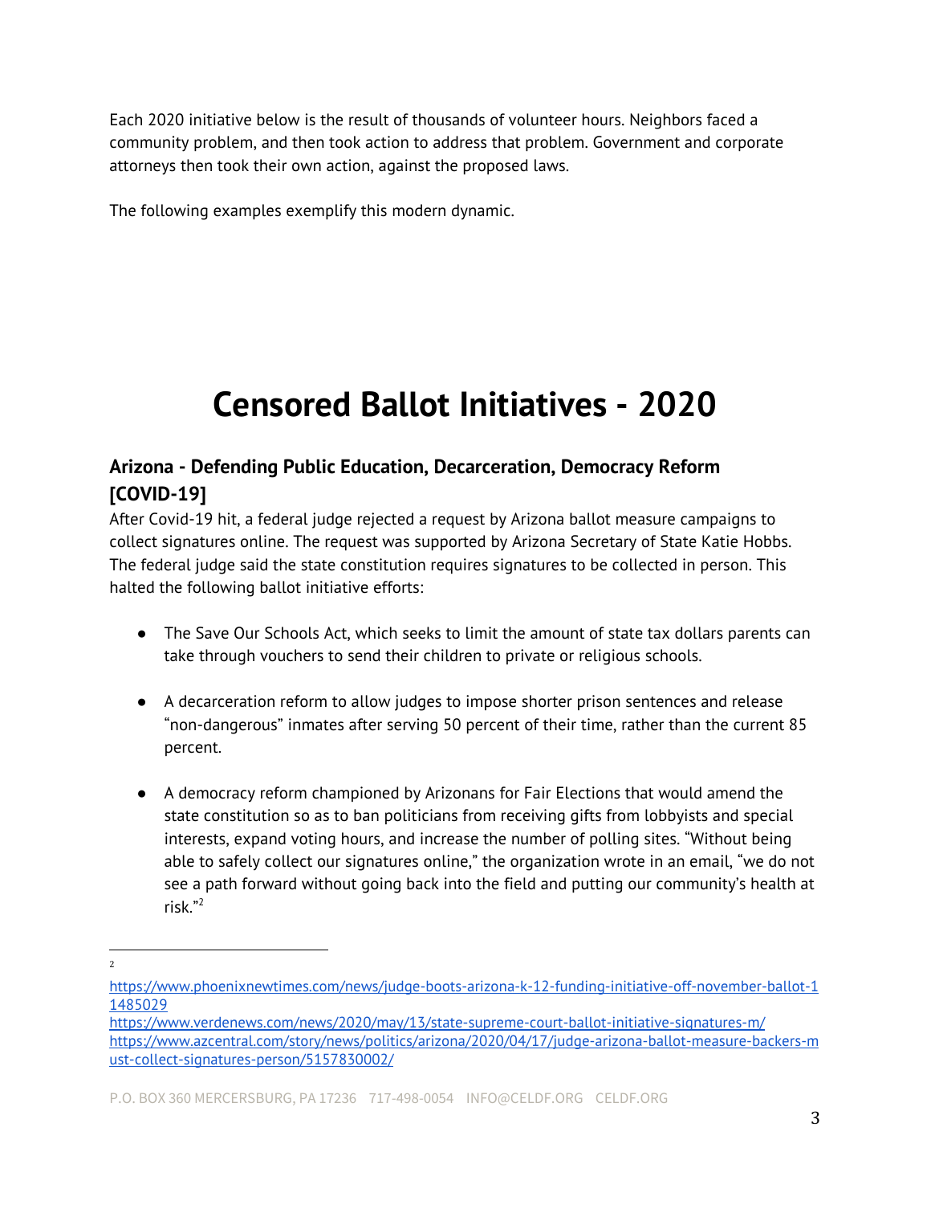Each 2020 initiative below is the result of thousands of volunteer hours. Neighbors faced a community problem, and then took action to address that problem. Government and corporate attorneys then took their own action, against the proposed laws.

The following examples exemplify this modern dynamic.

# Censored Ballot Initiatives - 2020

## Arizona - Defending Public Education, Decarceration, Democracy Reform [COVID-19]

After Covid-19 hit, a federal judge rejected a request by Arizona ballot measure campaigns to collect signatures online. The request was supported by Arizona Secretary of State Katie Hobbs. The federal judge said the state constitution requires signatures to be collected in person. This halted the following ballot initiative efforts:

- The Save Our Schools Act, which seeks to limit the amount of state tax dollars parents can take through vouchers to send their children to private or religious schools.

- A decarceration reform to allow judges to impose shorter prison sentences and release "non-dangerous" inmates after serving 50 percent of their time, rather than the current 85 percent.

- A democracy reform championed by Arizonans for Fair Elections that would amend the state constitution so as to ban politicians from receiving gifts from lobbyists and special interests, expand voting hours, and increase the number of polling sites. "Without being able to safely collect our signatures online," the organization wrote in an email, "we do not see a path forward without going back into the field and putting our community's health at risk."[2]

---

[2] https://www.phoenixnewtimes.com/news/judge-boots-arizona-k-12-funding-initiative-off-november-ballot-11485029
https://www.verdenews.com/news/2020/may/13/state-supreme-court-ballot-initiative-signatures-m/
https://www.azcentral.com/story/news/politics/arizona/2020/04/17/judge-arizona-ballot-measure-backers-must-collect-signatures-person/5157830002/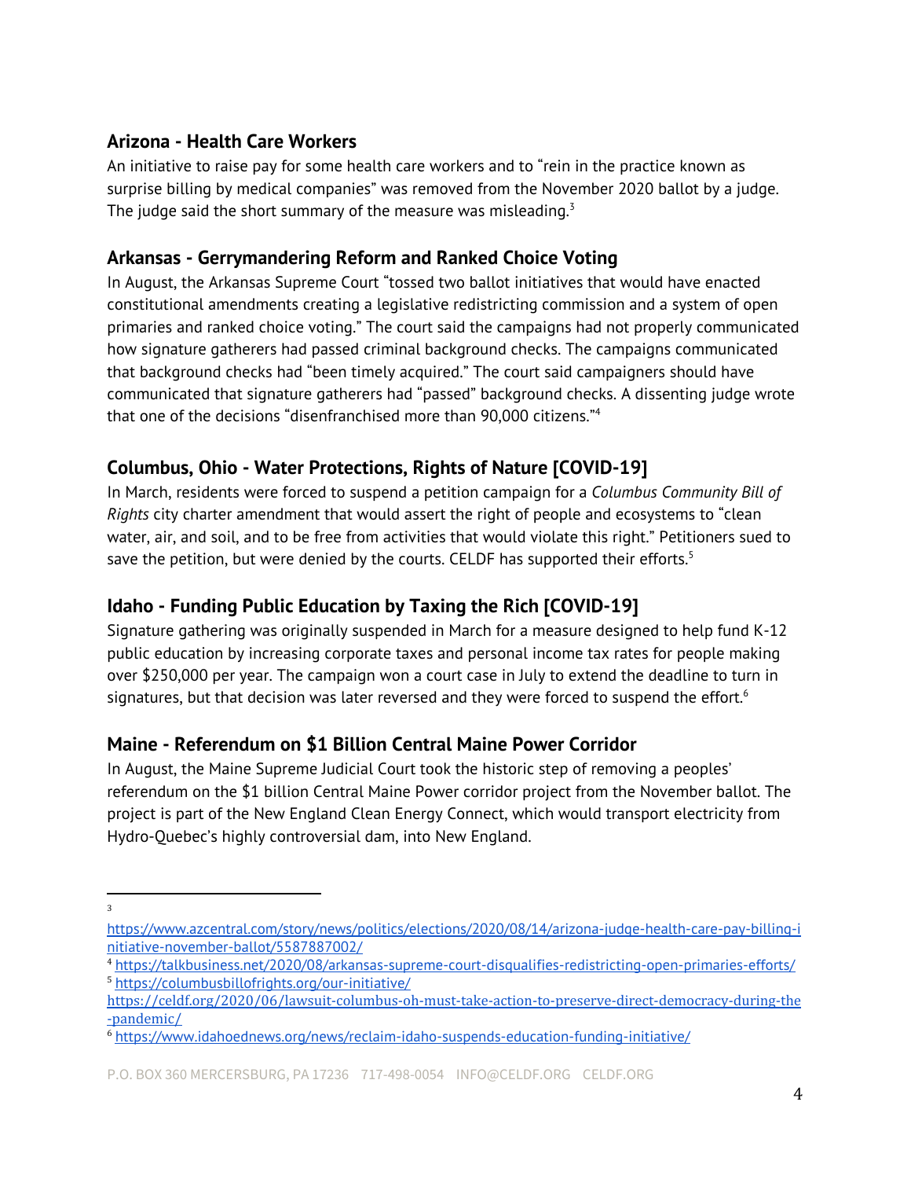## Arizona - Health Care Workers

An initiative to raise pay for some health care workers and to "rein in the practice known as surprise billing by medical companies" was removed from the November 2020 ballot by a judge. The judge said the short summary of the measure was misleading.[3]

## Arkansas - Gerrymandering Reform and Ranked Choice Voting

In August, the Arkansas Supreme Court "tossed two ballot initiatives that would have enacted constitutional amendments creating a legislative redistricting commission and a system of open primaries and ranked choice voting." The court said the campaigns had not properly communicated how signature gatherers had passed criminal background checks. The campaigns communicated that background checks had "been timely acquired." The court said campaigners should have communicated that signature gatherers had "passed" background checks. A dissenting judge wrote that one of the decisions "disenfranchised more than 90,000 citizens."[4]

## Columbus, Ohio - Water Protections, Rights of Nature [COVID-19]

In March, residents were forced to suspend a petition campaign for a *Columbus Community Bill of Rights* city charter amendment that would assert the right of people and ecosystems to "clean water, air, and soil, and to be free from activities that would violate this right." Petitioners sued to save the petition, but were denied by the courts. CELDF has supported their efforts.[5]

## Idaho - Funding Public Education by Taxing the Rich [COVID-19]

Signature gathering was originally suspended in March for a measure designed to help fund K-12 public education by increasing corporate taxes and personal income tax rates for people making over $250,000 per year. The campaign won a court case in July to extend the deadline to turn in signatures, but that decision was later reversed and they were forced to suspend the effort.[6]

## Maine - Referendum on $1 Billion Central Maine Power Corridor

In August, the Maine Supreme Judicial Court took the historic step of removing a peoples' referendum on the $1 billion Central Maine Power corridor project from the November ballot. The project is part of the New England Clean Energy Connect, which would transport electricity from Hydro-Quebec's highly controversial dam, into New England.

---

[3] https://www.azcentral.com/story/news/politics/elections/2020/08/14/arizona-judge-health-care-pay-billing-initiative-november-ballot/5587887002/

[4] https://talkbusiness.net/2020/08/arkansas-supreme-court-disqualifies-redistricting-open-primaries-efforts/

[5] https://columbusbillofrights.org/our-initiative/
https://celdf.org/2020/06/lawsuit-columbus-oh-must-take-action-to-preserve-direct-democracy-during-the-pandemic/

[6] https://www.idahoednews.org/news/reclaim-idaho-suspends-education-funding-initiative/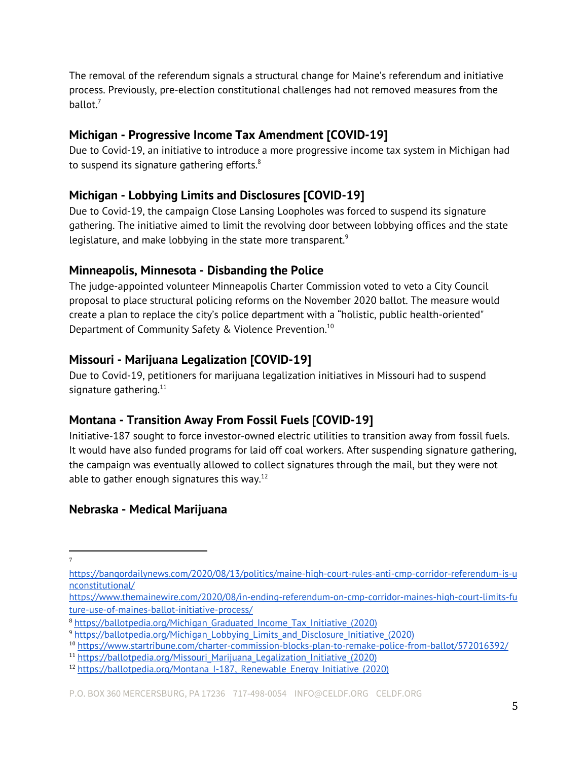The removal of the referendum signals a structural change for Maine's referendum and initiative process. Previously, pre-election constitutional challenges had not removed measures from the ballot.[7]

## Michigan - Progressive Income Tax Amendment [COVID-19]

Due to Covid-19, an initiative to introduce a more progressive income tax system in Michigan had to suspend its signature gathering efforts.[8]

## Michigan - Lobbying Limits and Disclosures [COVID-19]

Due to Covid-19, the campaign Close Lansing Loopholes was forced to suspend its signature gathering. The initiative aimed to limit the revolving door between lobbying offices and the state legislature, and make lobbying in the state more transparent.[9]

## Minneapolis, Minnesota - Disbanding the Police

The judge-appointed volunteer Minneapolis Charter Commission voted to veto a City Council proposal to place structural policing reforms on the November 2020 ballot. The measure would create a plan to replace the city's police department with a "holistic, public health-oriented" Department of Community Safety & Violence Prevention.[10]

## Missouri - Marijuana Legalization [COVID-19]

Due to Covid-19, petitioners for marijuana legalization initiatives in Missouri had to suspend signature gathering.[11]

## Montana - Transition Away From Fossil Fuels [COVID-19]

Initiative-187 sought to force investor-owned electric utilities to transition away from fossil fuels. It would have also funded programs for laid off coal workers. After suspending signature gathering, the campaign was eventually allowed to collect signatures through the mail, but they were not able to gather enough signatures this way.[12]

## Nebraska - Medical Marijuana

---

[7] https://bangordailynews.com/2020/08/13/politics/maine-high-court-rules-anti-cmp-corridor-referendum-is-unconstitutional/
https://www.themainewire.com/2020/08/in-ending-referendum-on-cmp-corridor-maines-high-court-limits-future-use-of-maines-ballot-initiative-process/

[8] https://ballotpedia.org/Michigan_Graduated_Income_Tax_Initiative_(2020)

[9] https://ballotpedia.org/Michigan_Lobbying_Limits_and_Disclosure_Initiative_(2020)

[10] https://www.startribune.com/charter-commission-blocks-plan-to-remake-police-from-ballot/572016392/

[11] https://ballotpedia.org/Missouri_Marijuana_Legalization_Initiative_(2020)

[12] https://ballotpedia.org/Montana_I-187,_Renewable_Energy_Initiative_(2020)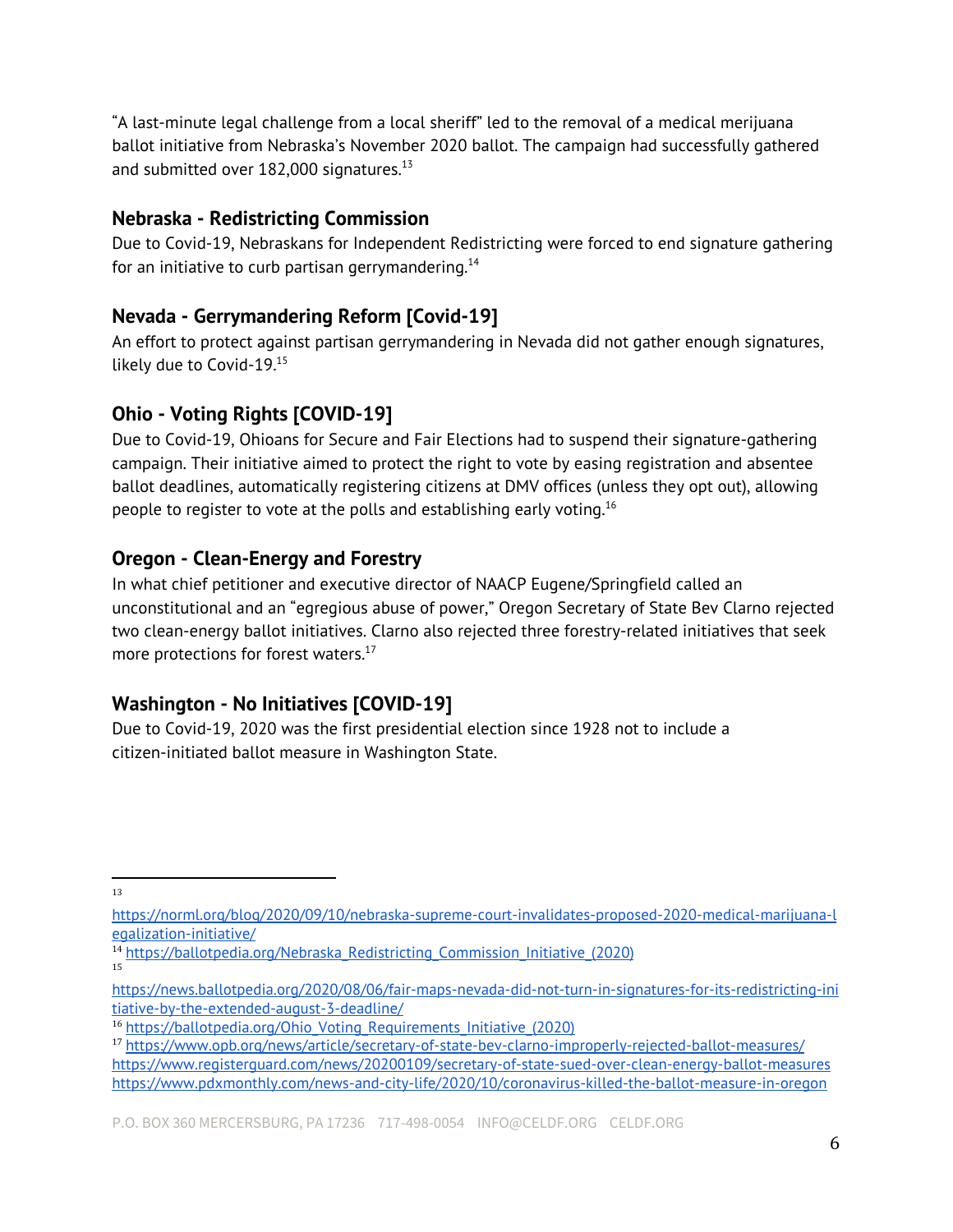"A last-minute legal challenge from a local sheriff" led to the removal of a medical merijuana ballot initiative from Nebraska's November 2020 ballot. The campaign had successfully gathered and submitted over 182,000 signatures.[13]

### Nebraska - Redistricting Commission

Due to Covid-19, Nebraskans for Independent Redistricting were forced to end signature gathering for an initiative to curb partisan gerrymandering.[14]

### Nevada - Gerrymandering Reform [Covid-19]

An effort to protect against partisan gerrymandering in Nevada did not gather enough signatures, likely due to Covid-19.[15]

### Ohio - Voting Rights [COVID-19]

Due to Covid-19, Ohioans for Secure and Fair Elections had to suspend their signature-gathering campaign. Their initiative aimed to protect the right to vote by easing registration and absentee ballot deadlines, automatically registering citizens at DMV offices (unless they opt out), allowing people to register to vote at the polls and establishing early voting.[16]

### Oregon - Clean-Energy and Forestry

In what chief petitioner and executive director of NAACP Eugene/Springfield called an unconstitutional and an "egregious abuse of power," Oregon Secretary of State Bev Clarno rejected two clean-energy ballot initiatives. Clarno also rejected three forestry-related initiatives that seek more protections for forest waters.[17]

### Washington - No Initiatives [COVID-19]

Due to Covid-19, 2020 was the first presidential election since 1928 not to include a citizen-initiated ballot measure in Washington State.

---

[13] https://norml.org/blog/2020/09/10/nebraska-supreme-court-invalidates-proposed-2020-medical-marijuana-legalization-initiative/

[14] https://ballotpedia.org/Nebraska_Redistricting_Commission_Initiative_(2020)

[15] https://news.ballotpedia.org/2020/08/06/fair-maps-nevada-did-not-turn-in-signatures-for-its-redistricting-initiative-by-the-extended-august-3-deadline/

[16] https://ballotpedia.org/Ohio_Voting_Requirements_Initiative_(2020)

[17] https://www.opb.org/news/article/secretary-of-state-bev-clarno-improperly-rejected-ballot-measures/
https://www.registerguard.com/news/20200109/secretary-of-state-sued-over-clean-energy-ballot-measures
https://www.pdxmonthly.com/news-and-city-life/2020/10/coronavirus-killed-the-ballot-measure-in-oregon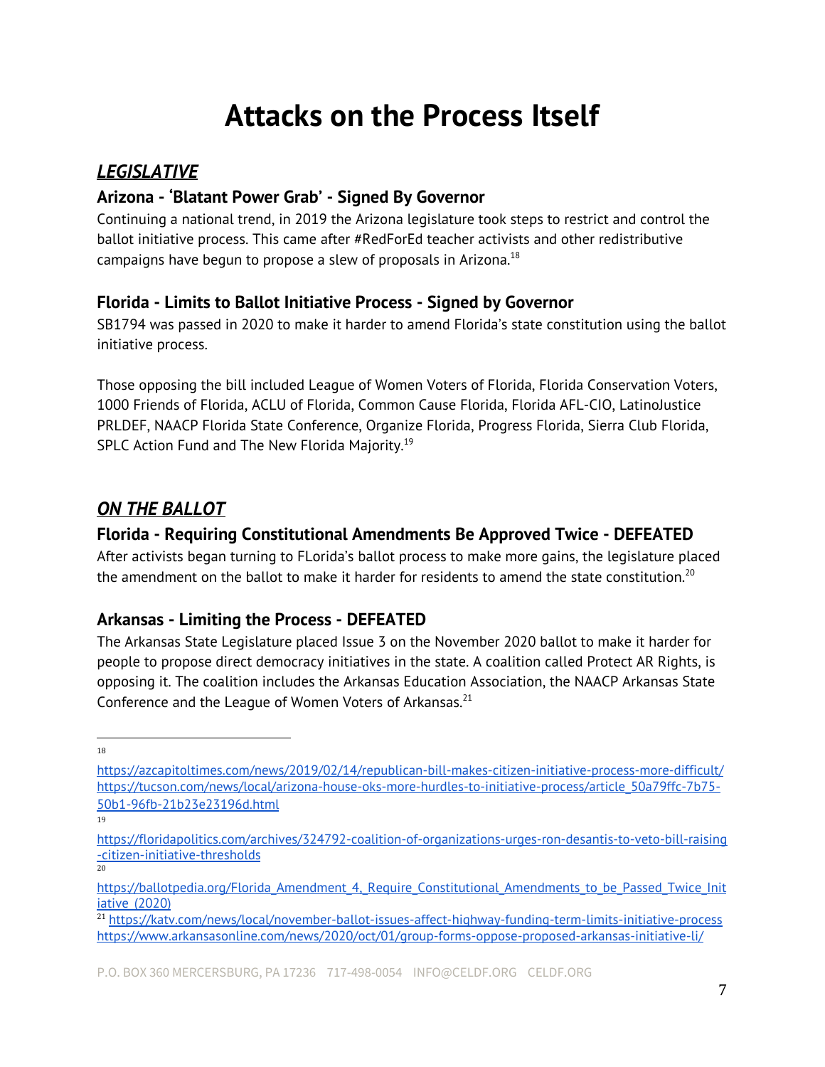# Attacks on the Process Itself

## ***LEGISLATIVE***

### Arizona - 'Blatant Power Grab' - Signed By Governor

Continuing a national trend, in 2019 the Arizona legislature took steps to restrict and control the ballot initiative process. This came after #RedForEd teacher activists and other redistributive campaigns have begun to propose a slew of proposals in Arizona.[18]

### Florida - Limits to Ballot Initiative Process - Signed by Governor

SB1794 was passed in 2020 to make it harder to amend Florida's state constitution using the ballot initiative process.

Those opposing the bill included League of Women Voters of Florida, Florida Conservation Voters, 1000 Friends of Florida, ACLU of Florida, Common Cause Florida, Florida AFL-CIO, LatinoJustice PRLDEF, NAACP Florida State Conference, Organize Florida, Progress Florida, Sierra Club Florida, SPLC Action Fund and The New Florida Majority.[19]

## ***ON THE BALLOT***

### Florida - Requiring Constitutional Amendments Be Approved Twice - DEFEATED

After activists began turning to FLorida's ballot process to make more gains, the legislature placed the amendment on the ballot to make it harder for residents to amend the state constitution.[20]

### Arkansas - Limiting the Process - DEFEATED

The Arkansas State Legislature placed Issue 3 on the November 2020 ballot to make it harder for people to propose direct democracy initiatives in the state. A coalition called Protect AR Rights, is opposing it. The coalition includes the Arkansas Education Association, the NAACP Arkansas State Conference and the League of Women Voters of Arkansas.[21]

---

[18] https://azcapitoltimes.com/news/2019/02/14/republican-bill-makes-citizen-initiative-process-more-difficult/ https://tucson.com/news/local/arizona-house-oks-more-hurdles-to-initiative-process/article_50a79ffc-7b75-50b1-96fb-21b23e23196d.html

[19] https://floridapolitics.com/archives/324792-coalition-of-organizations-urges-ron-desantis-to-veto-bill-raising-citizen-initiative-thresholds

[20] https://ballotpedia.org/Florida_Amendment_4,_Require_Constitutional_Amendments_to_be_Passed_Twice_Initiative_(2020)

[21] https://katv.com/news/local/november-ballot-issues-affect-highway-funding-term-limits-initiative-process https://www.arkansasonline.com/news/2020/oct/01/group-forms-oppose-proposed-arkansas-initiative-li/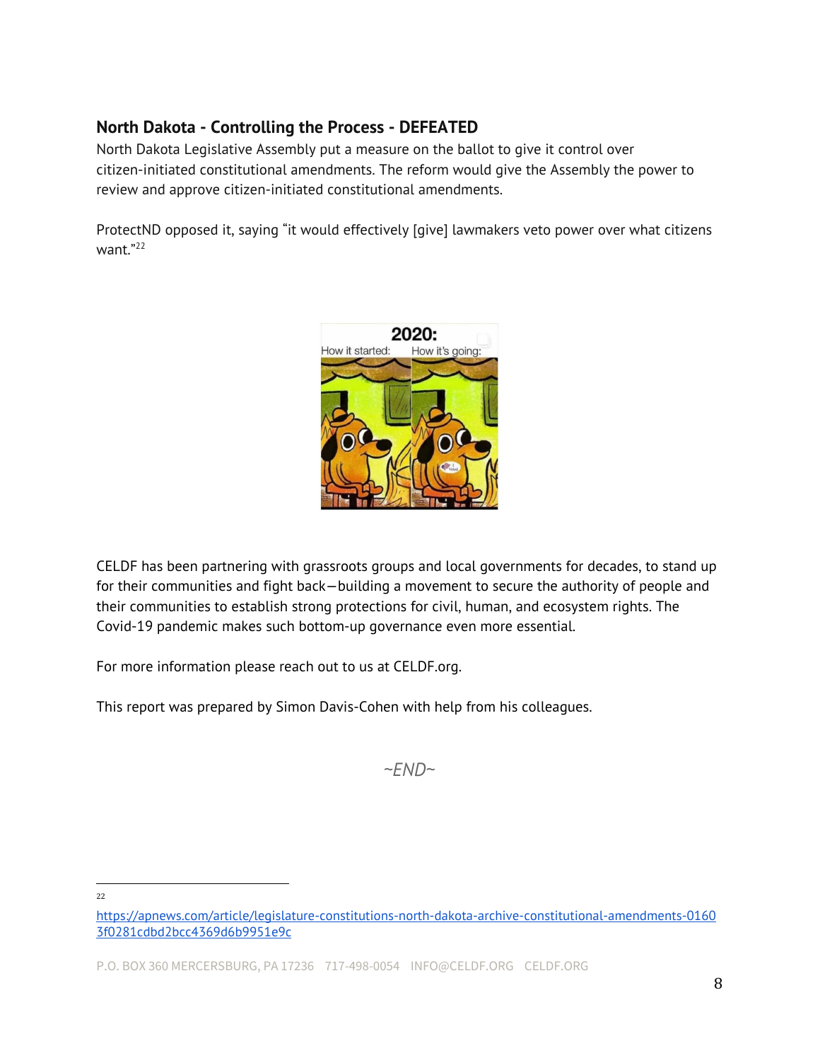### North Dakota - Controlling the Process - DEFEATED

North Dakota Legislative Assembly put a measure on the ballot to give it control over citizen-initiated constitutional amendments. The reform would give the Assembly the power to review and approve citizen-initiated constitutional amendments.

ProtectND opposed it, saying "it would effectively [give] lawmakers veto power over what citizens want."[22]

2020:

How it started: How it's going:

CELDF has been partnering with grassroots groups and local governments for decades, to stand up for their communities and fight back—building a movement to secure the authority of people and their communities to establish strong protections for civil, human, and ecosystem rights. The Covid-19 pandemic makes such bottom-up governance even more essential.

For more information please reach out to us at CELDF.org.

This report was prepared by Simon Davis-Cohen with help from his colleagues.

*~END~*

---

[22] https://apnews.com/article/legislature-constitutions-north-dakota-archive-constitutional-amendments-01603f0281cdbd2bcc4369d6b9951e9c

P.O. BOX 360 MERCERSBURG, PA 17236 717-498-0054 INFO@CELDF.ORG CELDF.ORG